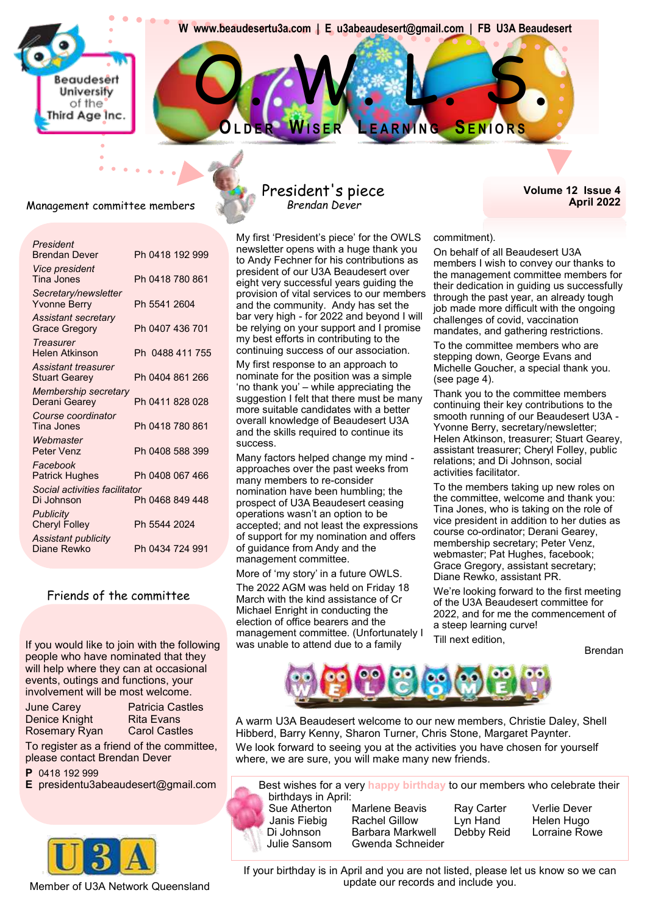W www.beaudesertu3a.com | E u3abeaudesert@gmail.com | FB U3A Beaudesert

Beaudesert University of the Third Age Inc.

# O. W. L. S.

## Older Wiser Learning Seniors

Volume 12 Issue 4
April 2022

### Management committee members

| | |
|---|---|
| *President* Brendan Dever | Ph 0418 192 999 |
| *Vice president* Tina Jones | Ph 0418 780 861 |
| *Secretary/newsletter* Yvonne Berry | Ph 5541 2604 |
| *Assistant secretary* Grace Gregory | Ph 0407 436 701 |
| *Treasurer* Helen Atkinson | Ph 0488 411 755 |
| *Assistant treasurer* Stuart Gearey | Ph 0404 861 266 |
| *Membership secretary* Derani Gearey | Ph 0411 828 028 |
| *Course coordinator* Tina Jones | Ph 0418 780 861 |
| *Webmaster* Peter Venz | Ph 0408 588 399 |
| *Facebook* Patrick Hughes | Ph 0408 067 466 |
| *Social activities facilitator* Di Johnson | Ph 0468 849 448 |
| *Publicity* Cheryl Folley | Ph 5544 2024 |
| *Assistant publicity* Diane Rewko | Ph 0434 724 991 |

### Friends of the committee

If you would like to join with the following people who have nominated that they will help where they can at occasional events, outings and functions, your involvement will be most welcome.

| | |
|---|---|
| June Carey | Patricia Castles |
| Denice Knight | Rita Evans |
| Rosemary Ryan | Carol Castles |

To register as a friend of the committee, please contact Brendan Dever

**P** 0418 192 999
**E** presidentu3abeaudesert@gmail.com

Member of U3A Network Queensland

## President's piece

*Brendan Dever*

My first 'President's piece' for the OWLS newsletter opens with a huge thank you to Andy Fechner for his contributions as president of our U3A Beaudesert over eight very successful years guiding the provision of vital services to our members and the community. Andy has set the bar very high - for 2022 and beyond I will be relying on your support and I promise my best efforts in contributing to the continuing success of our association.

My first response to an approach to nominate for the position was a simple 'no thank you' – while appreciating the suggestion I felt that there must be many more suitable candidates with a better overall knowledge of Beaudesert U3A and the skills required to continue its success.

Many factors helped change my mind - approaches over the past weeks from many members to re-consider nomination have been humbling; the prospect of U3A Beaudesert ceasing operations wasn't an option to be accepted; and not least the expressions of support for my nomination and offers of guidance from Andy and the management committee.

More of 'my story' in a future OWLS.

The 2022 AGM was held on Friday 18 March with the kind assistance of Cr Michael Enright in conducting the election of office bearers and the management committee. (Unfortunately I was unable to attend due to a family commitment).

On behalf of all Beaudesert U3A members I wish to convey our thanks to the management committee members for their dedication in guiding us successfully through the past year, an already tough job made more difficult with the ongoing challenges of covid, vaccination mandates, and gathering restrictions.

To the committee members who are stepping down, George Evans and Michelle Goucher, a special thank you. (see page 4).

Thank you to the committee members continuing their key contributions to the smooth running of our Beaudesert U3A - Yvonne Berry, secretary/newsletter; Helen Atkinson, treasurer; Stuart Gearey, assistant treasurer; Cheryl Folley, public relations; and Di Johnson, social activities facilitator.

To the members taking up new roles on the committee, welcome and thank you: Tina Jones, who is taking on the role of vice president in addition to her duties as course co-ordinator; Derani Gearey, membership secretary; Peter Venz, webmaster; Pat Hughes, facebook; Grace Gregory, assistant secretary; Diane Rewko, assistant PR.

We're looking forward to the first meeting of the U3A Beaudesert committee for 2022, and for me the commencement of a steep learning curve!

Till next edition,

Brendan

## WELCOME!

A warm U3A Beaudesert welcome to our new members, Christie Daley, Shell Hibberd, Barry Kenny, Sharon Turner, Chris Stone, Margaret Paynter.

We look forward to seeing you at the activities you have chosen for yourself where, we are sure, you will make many new friends.

Best wishes for a very **happy birthday** to our members who celebrate their birthdays in April:

| | | | |
|---|---|---|---|
| Sue Atherton | Marlene Beavis | Ray Carter | Verlie Dever |
| Janis Fiebig | Rachel Gillow | Lyn Hand | Helen Hugo |
| Di Johnson | Barbara Markwell | Debby Reid | Lorraine Rowe |
| Julie Sansom | Gwenda Schneider | | |

If your birthday is in April and you are not listed, please let us know so we can update our records and include you.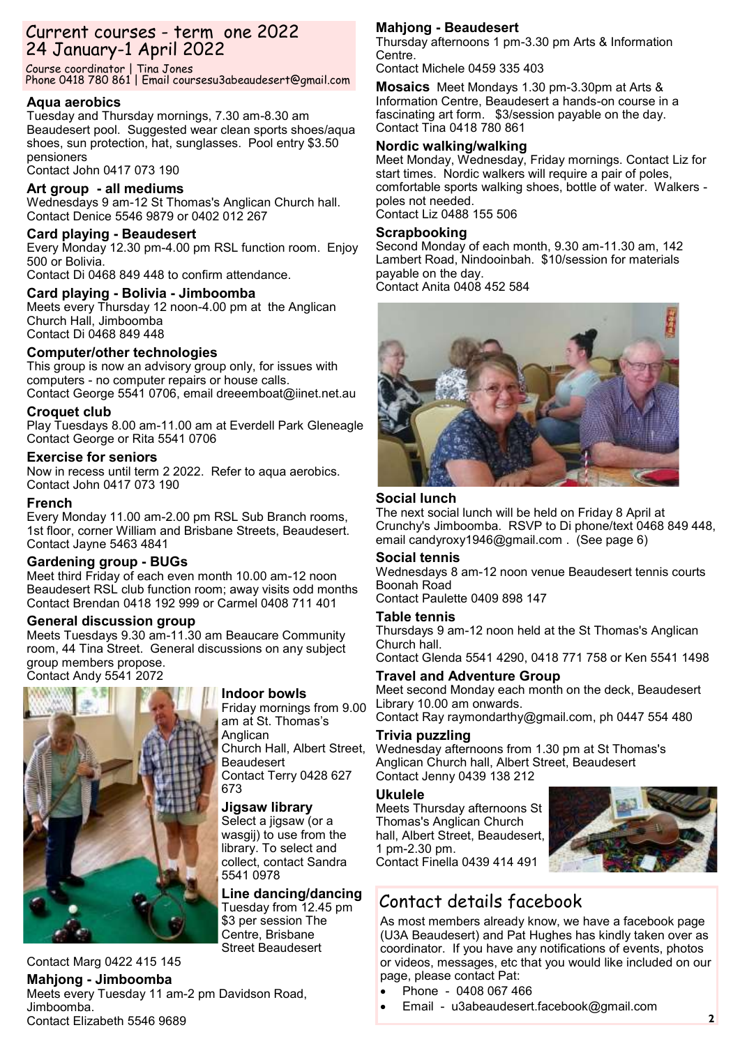## Current courses - term one 2022
## 24 January-1 April 2022

Course coordinator | Tina Jones
Phone 0418 780 861 | Email coursesu3abeaudesert@gmail.com

### Aqua aerobics

Tuesday and Thursday mornings, 7.30 am-8.30 am Beaudesert pool. Suggested wear clean sports shoes/aqua shoes, sun protection, hat, sunglasses. Pool entry $3.50 pensioners
Contact John 0417 073 190

### Art group - all mediums

Wednesdays 9 am-12 St Thomas's Anglican Church hall.
Contact Denice 5546 9879 or 0402 012 267

### Card playing - Beaudesert

Every Monday 12.30 pm-4.00 pm RSL function room. Enjoy 500 or Bolivia.
Contact Di 0468 849 448 to confirm attendance.

### Card playing - Bolivia - Jimboomba

Meets every Thursday 12 noon-4.00 pm at the Anglican Church Hall, Jimboomba
Contact Di 0468 849 448

### Computer/other technologies

This group is now an advisory group only, for issues with computers - no computer repairs or house calls.
Contact George 5541 0706, email dreeemboat@iinet.net.au

### Croquet club

Play Tuesdays 8.00 am-11.00 am at Everdell Park Gleneagle
Contact George or Rita 5541 0706

### Exercise for seniors

Now in recess until term 2 2022. Refer to aqua aerobics.
Contact John 0417 073 190

### French

Every Monday 11.00 am-2.00 pm RSL Sub Branch rooms, 1st floor, corner William and Brisbane Streets, Beaudesert.
Contact Jayne 5463 4841

### Gardening group - BUGs

Meet third Friday of each even month 10.00 am-12 noon Beaudesert RSL club function room; away visits odd months
Contact Brendan 0418 192 999 or Carmel 0408 711 401

### General discussion group

Meets Tuesdays 9.30 am-11.30 am Beaucare Community room, 44 Tina Street. General discussions on any subject group members propose.
Contact Andy 5541 2072

### Indoor bowls

Friday mornings from 9.00 am at St. Thomas's Anglican Church Hall, Albert Street, Beaudesert
Contact Terry 0428 627 673

### Jigsaw library

Select a jigsaw (or a wasgij) to use from the library. To select and collect, contact Sandra 5541 0978

### Line dancing/dancing

Tuesday from 12.45 pm $3 per session The Centre, Brisbane Street Beaudesert
Contact Marg 0422 415 145

### Mahjong - Jimboomba

Meets every Tuesday 11 am-2 pm Davidson Road, Jimboomba.
Contact Elizabeth 5546 9689

### Mahjong - Beaudesert

Thursday afternoons 1 pm-3.30 pm Arts & Information Centre.
Contact Michele 0459 335 403

### Mosaics

Meet Mondays 1.30 pm-3.30pm at Arts & Information Centre, Beaudesert a hands-on course in a fascinating art form. $3/session payable on the day.
Contact Tina 0418 780 861

### Nordic walking/walking

Meet Monday, Wednesday, Friday mornings. Contact Liz for start times. Nordic walkers will require a pair of poles, comfortable sports walking shoes, bottle of water. Walkers - poles not needed.
Contact Liz 0488 155 506

### Scrapbooking

Second Monday of each month, 9.30 am-11.30 am, 142 Lambert Road, Nindooinbah. $10/session for materials payable on the day.
Contact Anita 0408 452 584

### Social lunch

The next social lunch will be held on Friday 8 April at Crunchy's Jimboomba. RSVP to Di phone/text 0468 849 448, email candyroxy1946@gmail.com . (See page 6)

### Social tennis

Wednesdays 8 am-12 noon venue Beaudesert tennis courts Boonah Road
Contact Paulette 0409 898 147

### Table tennis

Thursdays 9 am-12 noon held at the St Thomas's Anglican Church hall.
Contact Glenda 5541 4290, 0418 771 758 or Ken 5541 1498

### Travel and Adventure Group

Meet second Monday each month on the deck, Beaudesert Library 10.00 am onwards.
Contact Ray raymondarthy@gmail.com, ph 0447 554 480

### Trivia puzzling

Wednesday afternoons from 1.30 pm at St Thomas's Anglican Church hall, Albert Street, Beaudesert
Contact Jenny 0439 138 212

### Ukulele

Meets Thursday afternoons St Thomas's Anglican Church hall, Albert Street, Beaudesert, 1 pm-2.30 pm.
Contact Finella 0439 414 491

## Contact details facebook

As most members already know, we have a facebook page (U3A Beaudesert) and Pat Hughes has kindly taken over as coordinator. If you have any notifications of events, photos or videos, messages, etc that you would like included on our page, please contact Pat:

- Phone - 0408 067 466
- Email - u3abeaudesert.facebook@gmail.com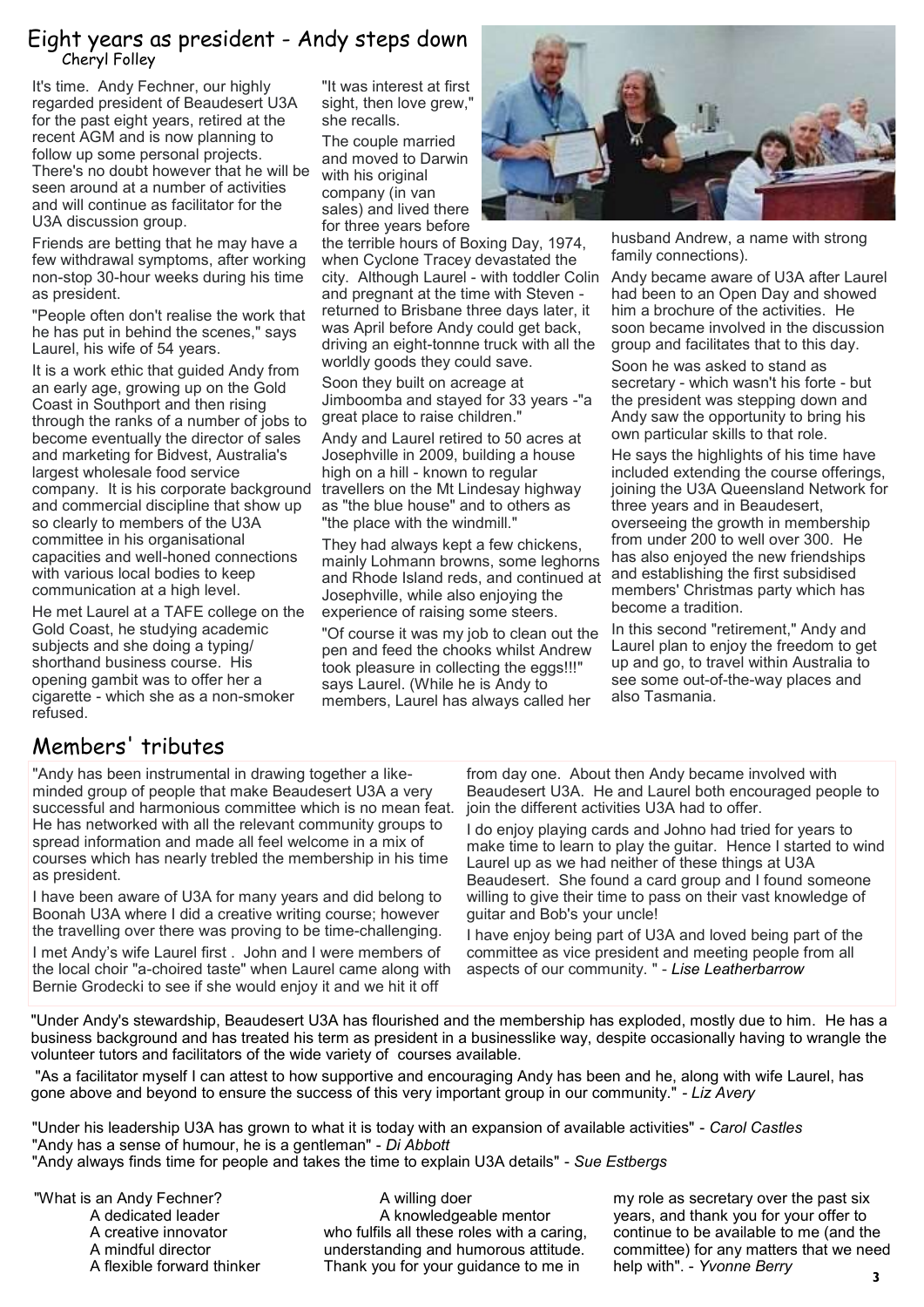## Eight years as president - Andy steps down

Cheryl Folley

It's time. Andy Fechner, our highly regarded president of Beaudesert U3A for the past eight years, retired at the recent AGM and is now planning to follow up some personal projects. There's no doubt however that he will be seen around at a number of activities and will continue as facilitator for the U3A discussion group.

Friends are betting that he may have a few withdrawal symptoms, after working non-stop 30-hour weeks during his time as president.

"People often don't realise the work that he has put in behind the scenes," says Laurel, his wife of 54 years.

It is a work ethic that guided Andy from an early age, growing up on the Gold Coast in Southport and then rising through the ranks of a number of jobs to become eventually the director of sales and marketing for Bidvest, Australia's largest wholesale food service company. It is his corporate background and commercial discipline that show up so clearly to members of the U3A committee in his organisational capacities and well-honed connections with various local bodies to keep communication at a high level.

He met Laurel at a TAFE college on the Gold Coast, he studying academic subjects and she doing a typing/ shorthand business course. His opening gambit was to offer her a cigarette - which she as a non-smoker refused.

"It was interest at first sight, then love grew," she recalls.

The couple married and moved to Darwin with his original company (in van sales) and lived there for three years before the terrible hours of Boxing Day, 1974, when Cyclone Tracey devastated the city. Although Laurel - with toddler Colin and pregnant at the time with Steven - returned to Brisbane three days later, it was April before Andy could get back, driving an eight-tonnne truck with all the worldly goods they could save.

Soon they built on acreage at Jimboomba and stayed for 33 years -"a great place to raise children."

Andy and Laurel retired to 50 acres at Josephville in 2009, building a house high on a hill - known to regular travellers on the Mt Lindesay highway as "the blue house" and to others as "the place with the windmill."

They had always kept a few chickens, mainly Lohmann browns, some leghorns and Rhode Island reds, and continued at Josephville, while also enjoying the experience of raising some steers.

"Of course it was my job to clean out the pen and feed the chooks whilst Andrew took pleasure in collecting the eggs!!!" says Laurel. (While he is Andy to members, Laurel has always called her husband Andrew, a name with strong family connections).

Andy became aware of U3A after Laurel had been to an Open Day and showed him a brochure of the activities. He soon became involved in the discussion group and facilitates that to this day.

Soon he was asked to stand as secretary - which wasn't his forte - but the president was stepping down and Andy saw the opportunity to bring his own particular skills to that role.

He says the highlights of his time have included extending the course offerings, joining the U3A Queensland Network for three years and in Beaudesert, overseeing the growth in membership from under 200 to well over 300. He has also enjoyed the new friendships and establishing the first subsidised members' Christmas party which has become a tradition.

In this second "retirement," Andy and Laurel plan to enjoy the freedom to get up and go, to travel within Australia to see some out-of-the-way places and also Tasmania.

## Members' tributes

"Andy has been instrumental in drawing together a like-minded group of people that make Beaudesert U3A a very successful and harmonious committee which is no mean feat. He has networked with all the relevant community groups to spread information and made all feel welcome in a mix of courses which has nearly trebled the membership in his time as president.

I have been aware of U3A for many years and did belong to Boonah U3A where I did a creative writing course; however the travelling over there was proving to be time-challenging.

I met Andy's wife Laurel first . John and I were members of the local choir "a-choired taste" when Laurel came along with Bernie Grodecki to see if she would enjoy it and we hit it off from day one. About then Andy became involved with Beaudesert U3A. He and Laurel both encouraged people to join the different activities U3A had to offer.

I do enjoy playing cards and Johno had tried for years to make time to learn to play the guitar. Hence I started to wind Laurel up as we had neither of these things at U3A Beaudesert. She found a card group and I found someone willing to give their time to pass on their vast knowledge of guitar and Bob's your uncle!

I have enjoy being part of U3A and loved being part of the committee as vice president and meeting people from all aspects of our community. " - *Lise Leatherbarrow*

"Under Andy's stewardship, Beaudesert U3A has flourished and the membership has exploded, mostly due to him. He has a business background and has treated his term as president in a businesslike way, despite occasionally having to wrangle the volunteer tutors and facilitators of the wide variety of courses available.

"As a facilitator myself I can attest to how supportive and encouraging Andy has been and he, along with wife Laurel, has gone above and beyond to ensure the success of this very important group in our community." - *Liz Avery*

"Under his leadership U3A has grown to what it is today with an expansion of available activities" - *Carol Castles*

"Andy has a sense of humour, he is a gentleman" - *Di Abbott*

"Andy always finds time for people and takes the time to explain U3A details" - *Sue Estbergs*

"What is an Andy Fechner?

A dedicated leader
A creative innovator
A mindful director
A flexible forward thinker
A willing doer
A knowledgeable mentor

who fulfils all these roles with a caring, understanding and humorous attitude. Thank you for your guidance to me in my role as secretary over the past six years, and thank you for your offer to continue to be available to me (and the committee) for any matters that we need help with". - *Yvonne Berry*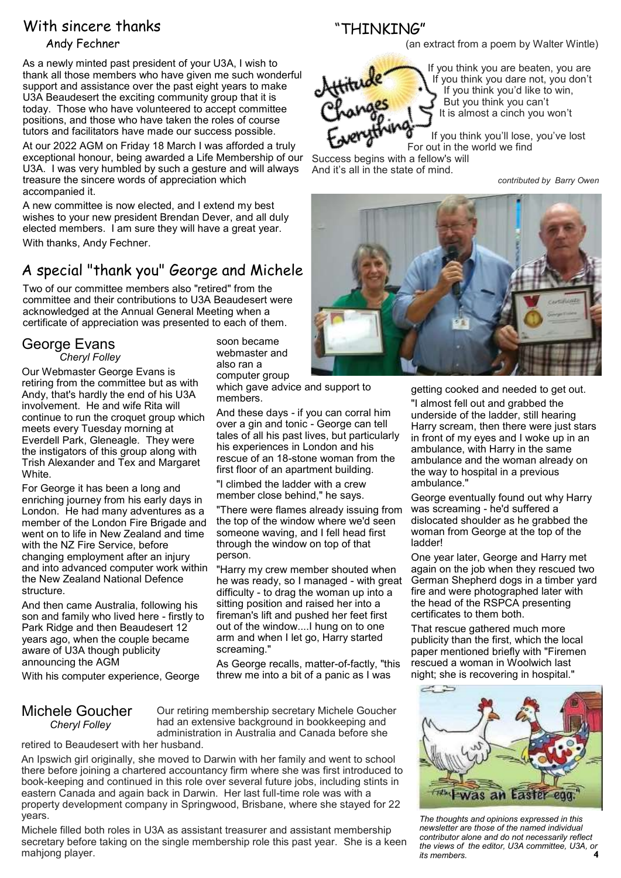## With sincere thanks

### Andy Fechner

As a newly minted past president of your U3A, I wish to thank all those members who have given me such wonderful support and assistance over the past eight years to make U3A Beaudesert the exciting community group that it is today. Those who have volunteered to accept committee positions, and those who have taken the roles of course tutors and facilitators have made our success possible.

At our 2022 AGM on Friday 18 March I was afforded a truly exceptional honour, being awarded a Life Membership of our U3A. I was very humbled by such a gesture and will always treasure the sincere words of appreciation which accompanied it.

A new committee is now elected, and I extend my best wishes to your new president Brendan Dever, and all duly elected members. I am sure they will have a great year.

With thanks, Andy Fechner.

## A special "thank you" George and Michele

Two of our committee members also "retired" from the committee and their contributions to U3A Beaudesert were acknowledged at the Annual General Meeting when a certificate of appreciation was presented to each of them.

### George Evans

*Cheryl Folley*

Our Webmaster George Evans is retiring from the committee but as with Andy, that's hardly the end of his U3A involvement. He and wife Rita will continue to run the croquet group which meets every Tuesday morning at Everdell Park, Gleneagle. They were the instigators of this group along with Trish Alexander and Tex and Margaret White.

For George it has been a long and enriching journey from his early days in London. He had many adventures as a member of the London Fire Brigade and went on to life in New Zealand and time with the NZ Fire Service, before changing employment after an injury and into advanced computer work within the New Zealand National Defence structure.

And then came Australia, following his son and family who lived here - firstly to Park Ridge and then Beaudesert 12 years ago, when the couple became aware of U3A though publicity announcing the AGM

With his computer experience, George soon became webmaster and also ran a computer group which gave advice and support to members.

And these days - if you can corral him over a gin and tonic - George can tell tales of all his past lives, but particularly his experiences in London and his rescue of an 18-stone woman from the first floor of an apartment building.

"I climbed the ladder with a crew member close behind," he says.

"There were flames already issuing from the top of the window where we'd seen someone waving, and I fell head first through the window on top of that person.

"Harry my crew member shouted when he was ready, so I managed - with great difficulty - to drag the woman up into a sitting position and raised her into a fireman's lift and pushed her feet first out of the window....I hung on to one arm and when I let go, Harry started screaming."

As George recalls, matter-of-factly, "this threw me into a bit of a panic as I was getting cooked and needed to get out.

"I almost fell out and grabbed the underside of the ladder, still hearing Harry scream, then there were just stars in front of my eyes and I woke up in an ambulance, with Harry in the same ambulance and the woman already on the way to hospital in a previous ambulance."

George eventually found out why Harry was screaming - he'd suffered a dislocated shoulder as he grabbed the woman from George at the top of the ladder!

One year later, George and Harry met again on the job when they rescued two German Shepherd dogs in a timber yard fire and were photographed later with the head of the RSPCA presenting certificates to them both.

That rescue gathered much more publicity than the first, which the local paper mentioned briefly with "Firemen rescued a woman in Woolwich last night; she is recovering in hospital."

### Michele Goucher

*Cheryl Folley*

Our retiring membership secretary Michele Goucher had an extensive background in bookkeeping and administration in Australia and Canada before she retired to Beaudesert with her husband.

An Ipswich girl originally, she moved to Darwin with her family and went to school there before joining a chartered accountancy firm where she was first introduced to book-keeping and continued in this role over several future jobs, including stints in eastern Canada and again back in Darwin. Her last full-time role was with a property development company in Springwood, Brisbane, where she stayed for 22 years.

Michele filled both roles in U3A as assistant treasurer and assistant membership secretary before taking on the single membership role this past year. She is a keen mahjong player.

## "THINKING"

(an extract from a poem by Walter Wintle)

Attitude Changes Everything!

If you think you are beaten, you are
If you think you dare not, you don't
If you think you'd like to win,
But you think you can't
It is almost a cinch you won't

If you think you'll lose, you've lost
For out in the world we find
Success begins with a fellow's will
And it's all in the state of mind.

*contributed by Barry Owen*

*The thoughts and opinions expressed in this newsletter are those of the named individual contributor alone and do not necessarily reflect the views of the editor, U3A committee, U3A, or its members.*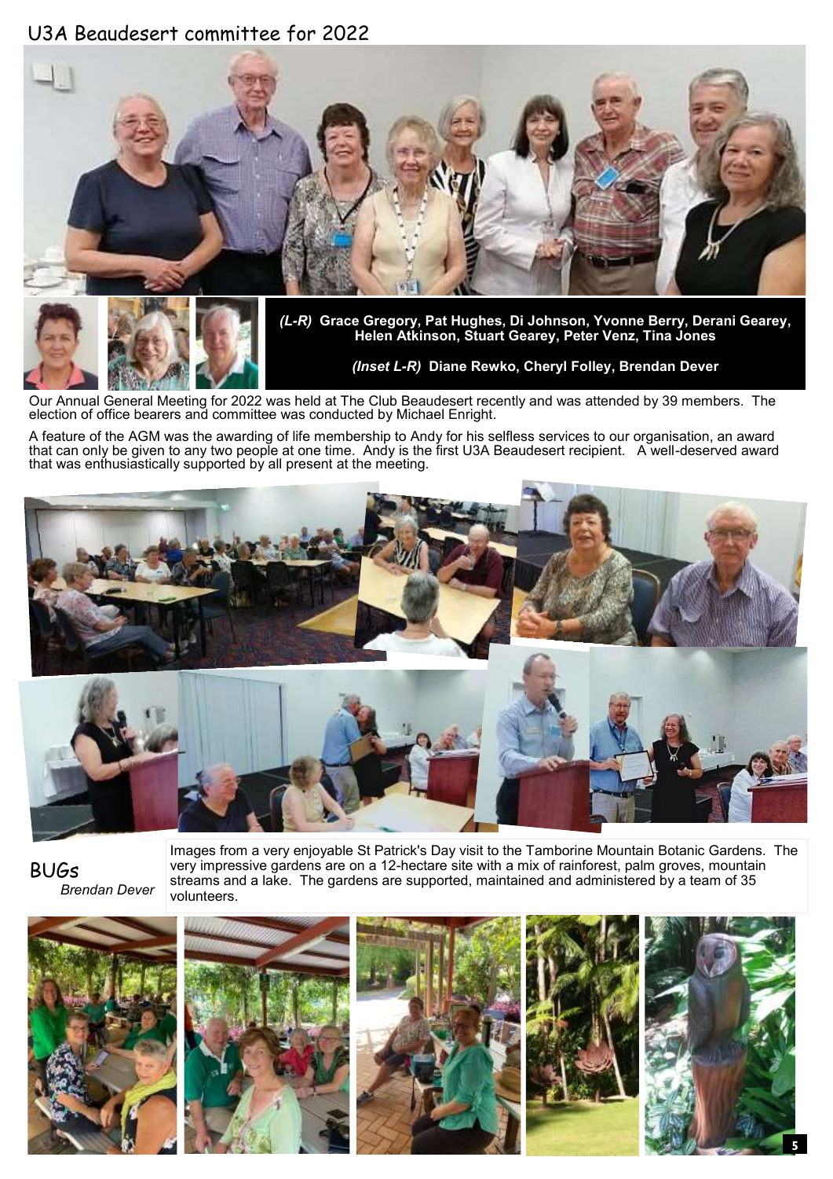# U3A Beaudesert committee for 2022

*(L-R)* **Grace Gregory, Pat Hughes, Di Johnson, Yvonne Berry, Derani Gearey, Helen Atkinson, Stuart Gearey, Peter Venz, Tina Jones**

*(Inset L-R)* **Diane Rewko, Cheryl Folley, Brendan Dever**

Our Annual General Meeting for 2022 was held at The Club Beaudesert recently and was attended by 39 members. The election of office bearers and committee was conducted by Michael Enright.

A feature of the AGM was the awarding of life membership to Andy for his selfless services to our organisation, an award that can only be given to any two people at one time. Andy is the first U3A Beaudesert recipient. A well-deserved award that was enthusiastically supported by all present at the meeting.

## BUGs

*Brendan Dever*

Images from a very enjoyable St Patrick's Day visit to the Tamborine Mountain Botanic Gardens. The very impressive gardens are on a 12-hectare site with a mix of rainforest, palm groves, mountain streams and a lake. The gardens are supported, maintained and administered by a team of 35 volunteers.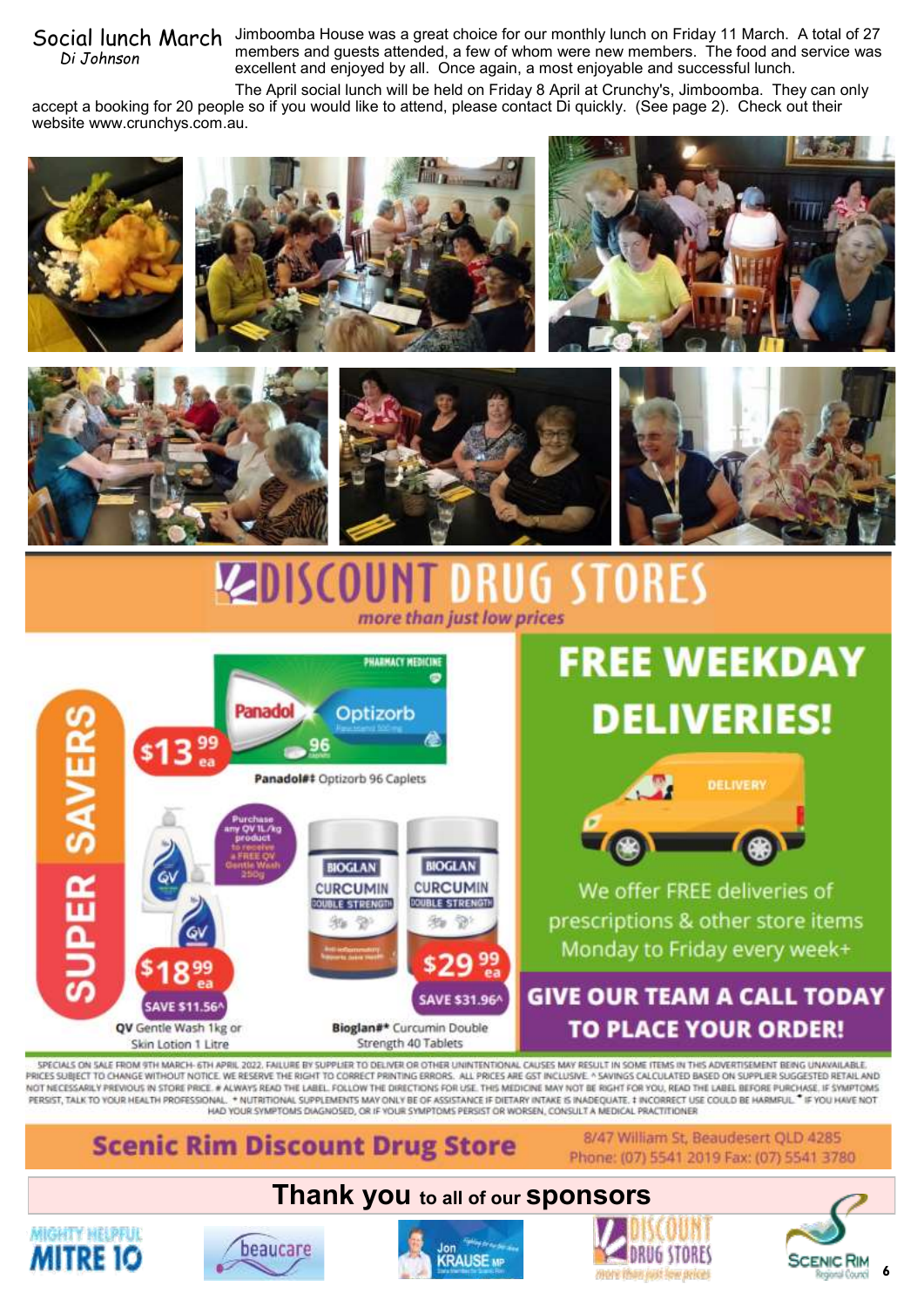## Social lunch March

*Di Johnson*

Jimboomba House was a great choice for our monthly lunch on Friday 11 March. A total of 27 members and guests attended, a few of whom were new members. The food and service was excellent and enjoyed by all. Once again, a most enjoyable and successful lunch.

The April social lunch will be held on Friday 8 April at Crunchy's, Jimboomba. They can only accept a booking for 20 people so if you would like to attend, please contact Di quickly. (See page 2). Check out their website www.crunchys.com.au.

# DISCOUNT DRUG STORES

*more than just low prices*

**SUPER SAVERS**

$13.99 ea — Panadol#‡ Optizorb 96 Caplets

$18.99 ea — SAVE $11.56^ — QV Gentle Wash 1kg or Skin Lotion 1 Litre

Purchase any QV 1L/kg product to receive a FREE QV Gentle Wash 250g

$29.99 ea — SAVE $31.96^ — Bioglan#* Curcumin Double Strength 40 Tablets

**FREE WEEKDAY DELIVERIES!**

We offer FREE deliveries of prescriptions & other store items Monday to Friday every week+

**GIVE OUR TEAM A CALL TODAY TO PLACE YOUR ORDER!**

SPECIALS ON SALE FROM 9TH MARCH- 6TH APRIL 2022. FAILURE BY SUPPLIER TO DELIVER OR OTHER UNINTENTIONAL CAUSES MAY RESULT IN SOME ITEMS IN THIS ADVERTISEMENT BEING UNAVAILABLE. PRICES SUBJECT TO CHANGE WITHOUT NOTICE. WE RESERVE THE RIGHT TO CORRECT PRINTING ERRORS. ALL PRICES ARE GST INCLUSIVE. ^ SAVINGS CALCULATED BASED ON SUPPLIER SUGGESTED RETAIL AND NOT NECESSARILY PREVIOUS IN STORE PRICE. # ALWAYS READ THE LABEL. FOLLOW THE DIRECTIONS FOR USE. THIS MEDICINE MAY NOT BE RIGHT FOR YOU. READ THE LABEL BEFORE PURCHASE. IF SYMPTOMS PERSIST, TALK TO YOUR HEALTH PROFESSIONAL. * NUTRITIONAL SUPPLEMENTS MAY ONLY BE OF ASSISTANCE IF DIETARY INTAKE IS INADEQUATE. ‡ INCORRECT USE COULD BE HARMFUL. + IF YOU HAVE NOT HAD YOUR SYMPTOMS DIAGNOSED, OR IF YOUR SYMPTOMS PERSIST OR WORSEN, CONSULT A MEDICAL PRACTITIONER

**Scenic Rim Discount Drug Store**

8/47 William St, Beaudesert QLD 4285
Phone: (07) 5541 2019 Fax: (07) 5541 3780

## Thank you to all of our sponsors

Mighty Helpful Mitre 10 · beaucare · Jon Krause MP · Discount Drug Stores · Scenic Rim Regional Council